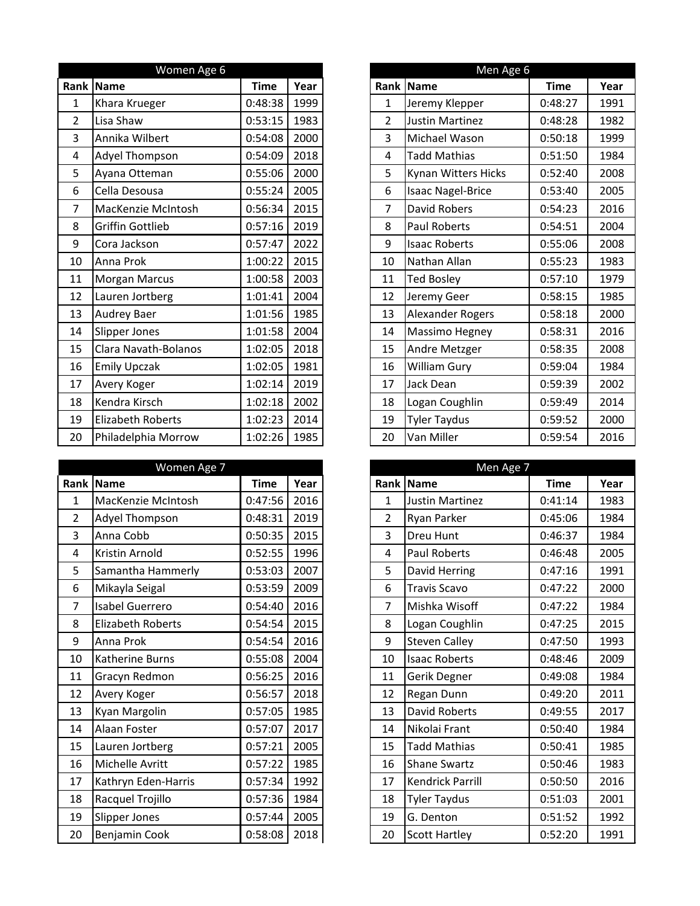| Women Age 6 | | | |
|---|---|---|---|
| Rank | Name | Time | Year |
| 1 | Khara Krueger | 0:48:38 | 1999 |
| 2 | Lisa Shaw | 0:53:15 | 1983 |
| 3 | Annika Wilbert | 0:54:08 | 2000 |
| 4 | Adyel Thompson | 0:54:09 | 2018 |
| 5 | Ayana Otteman | 0:55:06 | 2000 |
| 6 | Cella Desousa | 0:55:24 | 2005 |
| 7 | MacKenzie McIntosh | 0:56:34 | 2015 |
| 8 | Griffin Gottlieb | 0:57:16 | 2019 |
| 9 | Cora Jackson | 0:57:47 | 2022 |
| 10 | Anna Prok | 1:00:22 | 2015 |
| 11 | Morgan Marcus | 1:00:58 | 2003 |
| 12 | Lauren Jortberg | 1:01:41 | 2004 |
| 13 | Audrey Baer | 1:01:56 | 1985 |
| 14 | Slipper Jones | 1:01:58 | 2004 |
| 15 | Clara Navath-Bolanos | 1:02:05 | 2018 |
| 16 | Emily Upczak | 1:02:05 | 1981 |
| 17 | Avery Koger | 1:02:14 | 2019 |
| 18 | Kendra Kirsch | 1:02:18 | 2002 |
| 19 | Elizabeth Roberts | 1:02:23 | 2014 |
| 20 | Philadelphia Morrow | 1:02:26 | 1985 |

| Men Age 6 | | | |
|---|---|---|---|
| Rank | Name | Time | Year |
| 1 | Jeremy Klepper | 0:48:27 | 1991 |
| 2 | Justin Martinez | 0:48:28 | 1982 |
| 3 | Michael Wason | 0:50:18 | 1999 |
| 4 | Tadd Mathias | 0:51:50 | 1984 |
| 5 | Kynan Witters Hicks | 0:52:40 | 2008 |
| 6 | Isaac Nagel-Brice | 0:53:40 | 2005 |
| 7 | David Robers | 0:54:23 | 2016 |
| 8 | Paul Roberts | 0:54:51 | 2004 |
| 9 | Isaac Roberts | 0:55:06 | 2008 |
| 10 | Nathan Allan | 0:55:23 | 1983 |
| 11 | Ted Bosley | 0:57:10 | 1979 |
| 12 | Jeremy Geer | 0:58:15 | 1985 |
| 13 | Alexander Rogers | 0:58:18 | 2000 |
| 14 | Massimo Hegney | 0:58:31 | 2016 |
| 15 | Andre Metzger | 0:58:35 | 2008 |
| 16 | William Gury | 0:59:04 | 1984 |
| 17 | Jack Dean | 0:59:39 | 2002 |
| 18 | Logan Coughlin | 0:59:49 | 2014 |
| 19 | Tyler Taydus | 0:59:52 | 2000 |
| 20 | Van Miller | 0:59:54 | 2016 |

| Women Age 7 | | | |
|---|---|---|---|
| Rank | Name | Time | Year |
| 1 | MacKenzie McIntosh | 0:47:56 | 2016 |
| 2 | Adyel Thompson | 0:48:31 | 2019 |
| 3 | Anna Cobb | 0:50:35 | 2015 |
| 4 | Kristin Arnold | 0:52:55 | 1996 |
| 5 | Samantha Hammerly | 0:53:03 | 2007 |
| 6 | Mikayla Seigal | 0:53:59 | 2009 |
| 7 | Isabel Guerrero | 0:54:40 | 2016 |
| 8 | Elizabeth Roberts | 0:54:54 | 2015 |
| 9 | Anna Prok | 0:54:54 | 2016 |
| 10 | Katherine Burns | 0:55:08 | 2004 |
| 11 | Gracyn Redmon | 0:56:25 | 2016 |
| 12 | Avery Koger | 0:56:57 | 2018 |
| 13 | Kyan Margolin | 0:57:05 | 1985 |
| 14 | Alaan Foster | 0:57:07 | 2017 |
| 15 | Lauren Jortberg | 0:57:21 | 2005 |
| 16 | Michelle Avritt | 0:57:22 | 1985 |
| 17 | Kathryn Eden-Harris | 0:57:34 | 1992 |
| 18 | Racquel Trojillo | 0:57:36 | 1984 |
| 19 | Slipper Jones | 0:57:44 | 2005 |
| 20 | Benjamin Cook | 0:58:08 | 2018 |

| Men Age 7 | | | |
|---|---|---|---|
| Rank | Name | Time | Year |
| 1 | Justin Martinez | 0:41:14 | 1983 |
| 2 | Ryan Parker | 0:45:06 | 1984 |
| 3 | Dreu Hunt | 0:46:37 | 1984 |
| 4 | Paul Roberts | 0:46:48 | 2005 |
| 5 | David Herring | 0:47:16 | 1991 |
| 6 | Travis Scavo | 0:47:22 | 2000 |
| 7 | Mishka Wisoff | 0:47:22 | 1984 |
| 8 | Logan Coughlin | 0:47:25 | 2015 |
| 9 | Steven Calley | 0:47:50 | 1993 |
| 10 | Isaac Roberts | 0:48:46 | 2009 |
| 11 | Gerik Degner | 0:49:08 | 1984 |
| 12 | Regan Dunn | 0:49:20 | 2011 |
| 13 | David Roberts | 0:49:55 | 2017 |
| 14 | Nikolai Frant | 0:50:40 | 1984 |
| 15 | Tadd Mathias | 0:50:41 | 1985 |
| 16 | Shane Swartz | 0:50:46 | 1983 |
| 17 | Kendrick Parrill | 0:50:50 | 2016 |
| 18 | Tyler Taydus | 0:51:03 | 2001 |
| 19 | G. Denton | 0:51:52 | 1992 |
| 20 | Scott Hartley | 0:52:20 | 1991 |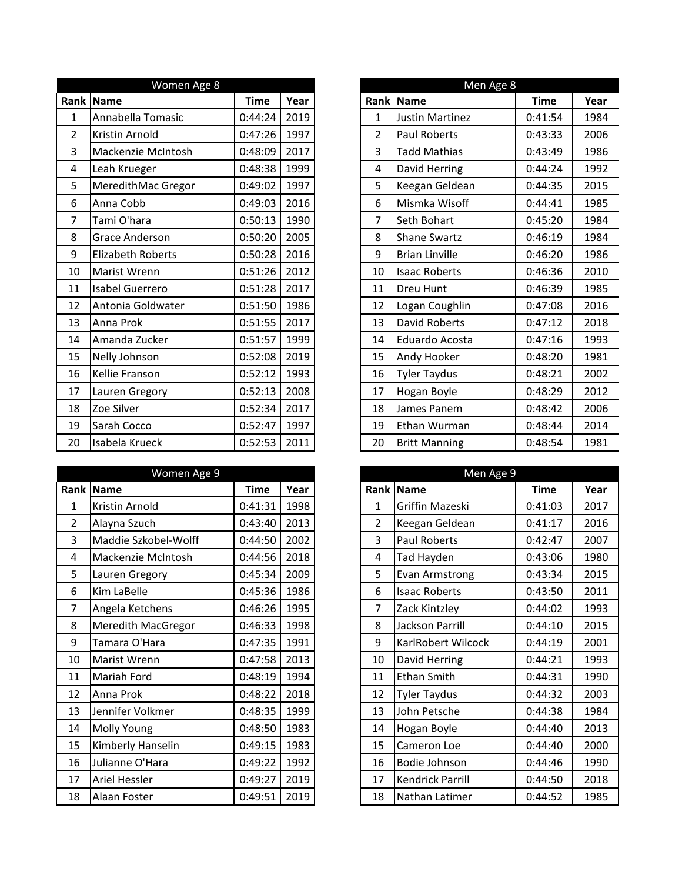## Women Age 8

| Rank | Name | Time | Year |
|---|---|---|---|
| 1 | Annabella Tomasic | 0:44:24 | 2019 |
| 2 | Kristin Arnold | 0:47:26 | 1997 |
| 3 | Mackenzie McIntosh | 0:48:09 | 2017 |
| 4 | Leah Krueger | 0:48:38 | 1999 |
| 5 | MeredithMac Gregor | 0:49:02 | 1997 |
| 6 | Anna Cobb | 0:49:03 | 2016 |
| 7 | Tami O'hara | 0:50:13 | 1990 |
| 8 | Grace Anderson | 0:50:20 | 2005 |
| 9 | Elizabeth Roberts | 0:50:28 | 2016 |
| 10 | Marist Wrenn | 0:51:26 | 2012 |
| 11 | Isabel Guerrero | 0:51:28 | 2017 |
| 12 | Antonia Goldwater | 0:51:50 | 1986 |
| 13 | Anna Prok | 0:51:55 | 2017 |
| 14 | Amanda Zucker | 0:51:57 | 1999 |
| 15 | Nelly Johnson | 0:52:08 | 2019 |
| 16 | Kellie Franson | 0:52:12 | 1993 |
| 17 | Lauren Gregory | 0:52:13 | 2008 |
| 18 | Zoe Silver | 0:52:34 | 2017 |
| 19 | Sarah Cocco | 0:52:47 | 1997 |
| 20 | Isabela Krueck | 0:52:53 | 2011 |

## Men Age 8

| Rank | Name | Time | Year |
|---|---|---|---|
| 1 | Justin Martinez | 0:41:54 | 1984 |
| 2 | Paul Roberts | 0:43:33 | 2006 |
| 3 | Tadd Mathias | 0:43:49 | 1986 |
| 4 | David Herring | 0:44:24 | 1992 |
| 5 | Keegan Geldean | 0:44:35 | 2015 |
| 6 | Mismka Wisoff | 0:44:41 | 1985 |
| 7 | Seth Bohart | 0:45:20 | 1984 |
| 8 | Shane Swartz | 0:46:19 | 1984 |
| 9 | Brian Linville | 0:46:20 | 1986 |
| 10 | Isaac Roberts | 0:46:36 | 2010 |
| 11 | Dreu Hunt | 0:46:39 | 1985 |
| 12 | Logan Coughlin | 0:47:08 | 2016 |
| 13 | David Roberts | 0:47:12 | 2018 |
| 14 | Eduardo Acosta | 0:47:16 | 1993 |
| 15 | Andy Hooker | 0:48:20 | 1981 |
| 16 | Tyler Taydus | 0:48:21 | 2002 |
| 17 | Hogan Boyle | 0:48:29 | 2012 |
| 18 | James Panem | 0:48:42 | 2006 |
| 19 | Ethan Wurman | 0:48:44 | 2014 |
| 20 | Britt Manning | 0:48:54 | 1981 |

## Women Age 9

| Rank | Name | Time | Year |
|---|---|---|---|
| 1 | Kristin Arnold | 0:41:31 | 1998 |
| 2 | Alayna Szuch | 0:43:40 | 2013 |
| 3 | Maddie Szkobel-Wolff | 0:44:50 | 2002 |
| 4 | Mackenzie McIntosh | 0:44:56 | 2018 |
| 5 | Lauren Gregory | 0:45:34 | 2009 |
| 6 | Kim LaBelle | 0:45:36 | 1986 |
| 7 | Angela Ketchens | 0:46:26 | 1995 |
| 8 | Meredith MacGregor | 0:46:33 | 1998 |
| 9 | Tamara O'Hara | 0:47:35 | 1991 |
| 10 | Marist Wrenn | 0:47:58 | 2013 |
| 11 | Mariah Ford | 0:48:19 | 1994 |
| 12 | Anna Prok | 0:48:22 | 2018 |
| 13 | Jennifer Volkmer | 0:48:35 | 1999 |
| 14 | Molly Young | 0:48:50 | 1983 |
| 15 | Kimberly Hanselin | 0:49:15 | 1983 |
| 16 | Julianne O'Hara | 0:49:22 | 1992 |
| 17 | Ariel Hessler | 0:49:27 | 2019 |
| 18 | Alaan Foster | 0:49:51 | 2019 |

## Men Age 9

| Rank | Name | Time | Year |
|---|---|---|---|
| 1 | Griffin Mazeski | 0:41:03 | 2017 |
| 2 | Keegan Geldean | 0:41:17 | 2016 |
| 3 | Paul Roberts | 0:42:47 | 2007 |
| 4 | Tad Hayden | 0:43:06 | 1980 |
| 5 | Evan Armstrong | 0:43:34 | 2015 |
| 6 | Isaac Roberts | 0:43:50 | 2011 |
| 7 | Zack Kintzley | 0:44:02 | 1993 |
| 8 | Jackson Parrill | 0:44:10 | 2015 |
| 9 | KarlRobert Wilcock | 0:44:19 | 2001 |
| 10 | David Herring | 0:44:21 | 1993 |
| 11 | Ethan Smith | 0:44:31 | 1990 |
| 12 | Tyler Taydus | 0:44:32 | 2003 |
| 13 | John Petsche | 0:44:38 | 1984 |
| 14 | Hogan Boyle | 0:44:40 | 2013 |
| 15 | Cameron Loe | 0:44:40 | 2000 |
| 16 | Bodie Johnson | 0:44:46 | 1990 |
| 17 | Kendrick Parrill | 0:44:50 | 2018 |
| 18 | Nathan Latimer | 0:44:52 | 1985 |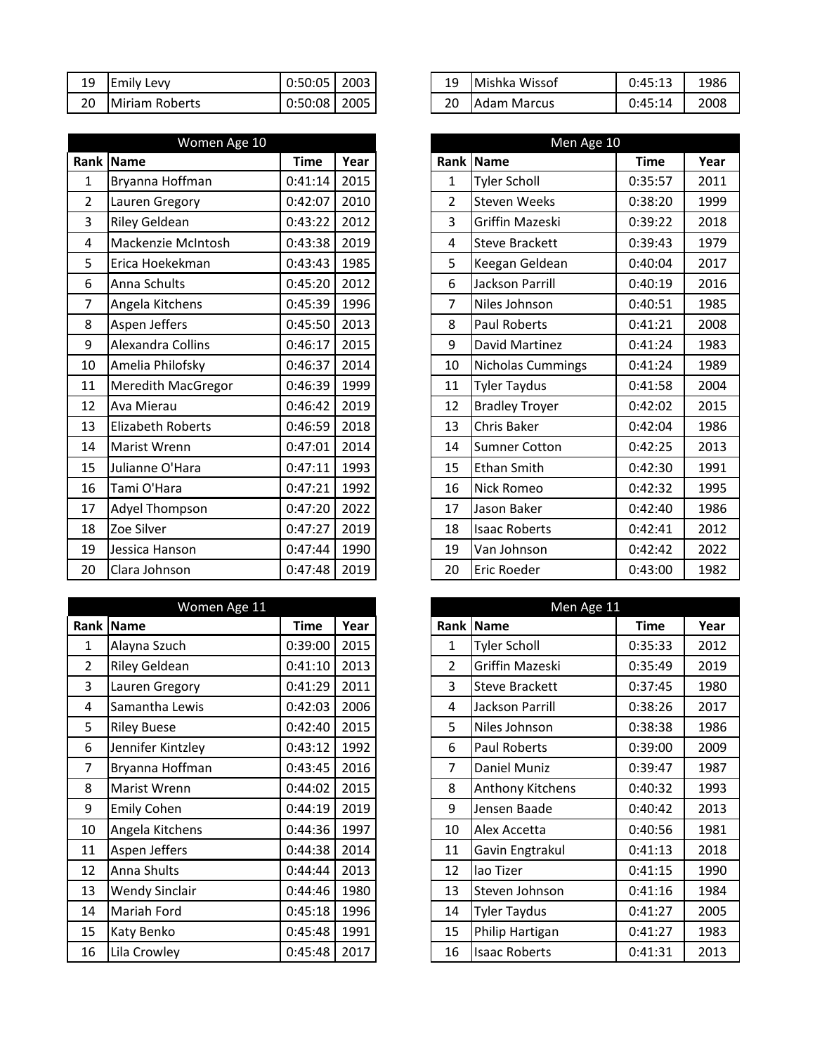| Rank | Name | Time | Year |
|---|---|---|---|
| 19 | Emily Levy | 0:50:05 | 2003 |
| 20 | Miriam Roberts | 0:50:08 | 2005 |

| Rank | Name | Time | Year |
|---|---|---|---|
| 19 | Mishka Wissof | 0:45:13 | 1986 |
| 20 | Adam Marcus | 0:45:14 | 2008 |

## Women Age 10

| Rank | Name | Time | Year |
|---|---|---|---|
| 1 | Bryanna Hoffman | 0:41:14 | 2015 |
| 2 | Lauren Gregory | 0:42:07 | 2010 |
| 3 | Riley Geldean | 0:43:22 | 2012 |
| 4 | Mackenzie McIntosh | 0:43:38 | 2019 |
| 5 | Erica Hoekekman | 0:43:43 | 1985 |
| 6 | Anna Schults | 0:45:20 | 2012 |
| 7 | Angela Kitchens | 0:45:39 | 1996 |
| 8 | Aspen Jeffers | 0:45:50 | 2013 |
| 9 | Alexandra Collins | 0:46:17 | 2015 |
| 10 | Amelia Philofsky | 0:46:37 | 2014 |
| 11 | Meredith MacGregor | 0:46:39 | 1999 |
| 12 | Ava Mierau | 0:46:42 | 2019 |
| 13 | Elizabeth Roberts | 0:46:59 | 2018 |
| 14 | Marist Wrenn | 0:47:01 | 2014 |
| 15 | Julianne O'Hara | 0:47:11 | 1993 |
| 16 | Tami O'Hara | 0:47:21 | 1992 |
| 17 | Adyel Thompson | 0:47:20 | 2022 |
| 18 | Zoe Silver | 0:47:27 | 2019 |
| 19 | Jessica Hanson | 0:47:44 | 1990 |
| 20 | Clara Johnson | 0:47:48 | 2019 |

## Men Age 10

| Rank | Name | Time | Year |
|---|---|---|---|
| 1 | Tyler Scholl | 0:35:57 | 2011 |
| 2 | Steven Weeks | 0:38:20 | 1999 |
| 3 | Griffin Mazeski | 0:39:22 | 2018 |
| 4 | Steve Brackett | 0:39:43 | 1979 |
| 5 | Keegan Geldean | 0:40:04 | 2017 |
| 6 | Jackson Parrill | 0:40:19 | 2016 |
| 7 | Niles Johnson | 0:40:51 | 1985 |
| 8 | Paul Roberts | 0:41:21 | 2008 |
| 9 | David Martinez | 0:41:24 | 1983 |
| 10 | Nicholas Cummings | 0:41:24 | 1989 |
| 11 | Tyler Taydus | 0:41:58 | 2004 |
| 12 | Bradley Troyer | 0:42:02 | 2015 |
| 13 | Chris Baker | 0:42:04 | 1986 |
| 14 | Sumner Cotton | 0:42:25 | 2013 |
| 15 | Ethan Smith | 0:42:30 | 1991 |
| 16 | Nick Romeo | 0:42:32 | 1995 |
| 17 | Jason Baker | 0:42:40 | 1986 |
| 18 | Isaac Roberts | 0:42:41 | 2012 |
| 19 | Van Johnson | 0:42:42 | 2022 |
| 20 | Eric Roeder | 0:43:00 | 1982 |

## Women Age 11

| Rank | Name | Time | Year |
|---|---|---|---|
| 1 | Alayna Szuch | 0:39:00 | 2015 |
| 2 | Riley Geldean | 0:41:10 | 2013 |
| 3 | Lauren Gregory | 0:41:29 | 2011 |
| 4 | Samantha Lewis | 0:42:03 | 2006 |
| 5 | Riley Buese | 0:42:40 | 2015 |
| 6 | Jennifer Kintzley | 0:43:12 | 1992 |
| 7 | Bryanna Hoffman | 0:43:45 | 2016 |
| 8 | Marist Wrenn | 0:44:02 | 2015 |
| 9 | Emily Cohen | 0:44:19 | 2019 |
| 10 | Angela Kitchens | 0:44:36 | 1997 |
| 11 | Aspen Jeffers | 0:44:38 | 2014 |
| 12 | Anna Shults | 0:44:44 | 2013 |
| 13 | Wendy Sinclair | 0:44:46 | 1980 |
| 14 | Mariah Ford | 0:45:18 | 1996 |
| 15 | Katy Benko | 0:45:48 | 1991 |
| 16 | Lila Crowley | 0:45:48 | 2017 |

## Men Age 11

| Rank | Name | Time | Year |
|---|---|---|---|
| 1 | Tyler Scholl | 0:35:33 | 2012 |
| 2 | Griffin Mazeski | 0:35:49 | 2019 |
| 3 | Steve Brackett | 0:37:45 | 1980 |
| 4 | Jackson Parrill | 0:38:26 | 2017 |
| 5 | Niles Johnson | 0:38:38 | 1986 |
| 6 | Paul Roberts | 0:39:00 | 2009 |
| 7 | Daniel Muniz | 0:39:47 | 1987 |
| 8 | Anthony Kitchens | 0:40:32 | 1993 |
| 9 | Jensen Baade | 0:40:42 | 2013 |
| 10 | Alex Accetta | 0:40:56 | 1981 |
| 11 | Gavin Engtrakul | 0:41:13 | 2018 |
| 12 | Iao Tizer | 0:41:15 | 1990 |
| 13 | Steven Johnson | 0:41:16 | 1984 |
| 14 | Tyler Taydus | 0:41:27 | 2005 |
| 15 | Philip Hartigan | 0:41:27 | 1983 |
| 16 | Isaac Roberts | 0:41:31 | 2013 |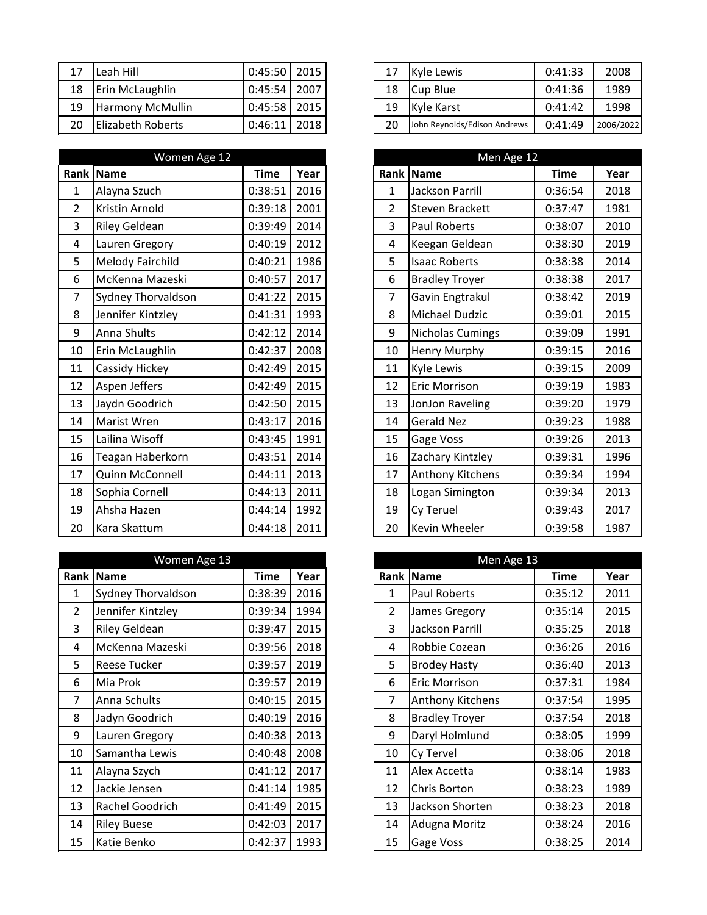| Rank | Name | Time | Year |
|---|---|---|---|
| 17 | Leah Hill | 0:45:50 | 2015 |
| 18 | Erin McLaughlin | 0:45:54 | 2007 |
| 19 | Harmony McMullin | 0:45:58 | 2015 |
| 20 | Elizabeth Roberts | 0:46:11 | 2018 |

| Rank | Name | Time | Year |
|---|---|---|---|
| 17 | Kyle Lewis | 0:41:33 | 2008 |
| 18 | Cup Blue | 0:41:36 | 1989 |
| 19 | Kyle Karst | 0:41:42 | 1998 |
| 20 | John Reynolds/Edison Andrews | 0:41:49 | 2006/2022 |

### Women Age 12

| Rank | Name | Time | Year |
|---|---|---|---|
| 1 | Alayna Szuch | 0:38:51 | 2016 |
| 2 | Kristin Arnold | 0:39:18 | 2001 |
| 3 | Riley Geldean | 0:39:49 | 2014 |
| 4 | Lauren Gregory | 0:40:19 | 2012 |
| 5 | Melody Fairchild | 0:40:21 | 1986 |
| 6 | McKenna Mazeski | 0:40:57 | 2017 |
| 7 | Sydney Thorvaldson | 0:41:22 | 2015 |
| 8 | Jennifer Kintzley | 0:41:31 | 1993 |
| 9 | Anna Shults | 0:42:12 | 2014 |
| 10 | Erin McLaughlin | 0:42:37 | 2008 |
| 11 | Cassidy Hickey | 0:42:49 | 2015 |
| 12 | Aspen Jeffers | 0:42:49 | 2015 |
| 13 | Jaydn Goodrich | 0:42:50 | 2015 |
| 14 | Marist Wren | 0:43:17 | 2016 |
| 15 | Lailina Wisoff | 0:43:45 | 1991 |
| 16 | Teagan Haberkorn | 0:43:51 | 2014 |
| 17 | Quinn McConnell | 0:44:11 | 2013 |
| 18 | Sophia Cornell | 0:44:13 | 2011 |
| 19 | Ahsha Hazen | 0:44:14 | 1992 |
| 20 | Kara Skattum | 0:44:18 | 2011 |

### Men Age 12

| Rank | Name | Time | Year |
|---|---|---|---|
| 1 | Jackson Parrill | 0:36:54 | 2018 |
| 2 | Steven Brackett | 0:37:47 | 1981 |
| 3 | Paul Roberts | 0:38:07 | 2010 |
| 4 | Keegan Geldean | 0:38:30 | 2019 |
| 5 | Isaac Roberts | 0:38:38 | 2014 |
| 6 | Bradley Troyer | 0:38:38 | 2017 |
| 7 | Gavin Engtrakul | 0:38:42 | 2019 |
| 8 | Michael Dudzic | 0:39:01 | 2015 |
| 9 | Nicholas Cumings | 0:39:09 | 1991 |
| 10 | Henry Murphy | 0:39:15 | 2016 |
| 11 | Kyle Lewis | 0:39:15 | 2009 |
| 12 | Eric Morrison | 0:39:19 | 1983 |
| 13 | JonJon Raveling | 0:39:20 | 1979 |
| 14 | Gerald Nez | 0:39:23 | 1988 |
| 15 | Gage Voss | 0:39:26 | 2013 |
| 16 | Zachary Kintzley | 0:39:31 | 1996 |
| 17 | Anthony Kitchens | 0:39:34 | 1994 |
| 18 | Logan Simington | 0:39:34 | 2013 |
| 19 | Cy Teruel | 0:39:43 | 2017 |
| 20 | Kevin Wheeler | 0:39:58 | 1987 |

### Women Age 13

| Rank | Name | Time | Year |
|---|---|---|---|
| 1 | Sydney Thorvaldson | 0:38:39 | 2016 |
| 2 | Jennifer Kintzley | 0:39:34 | 1994 |
| 3 | Riley Geldean | 0:39:47 | 2015 |
| 4 | McKenna Mazeski | 0:39:56 | 2018 |
| 5 | Reese Tucker | 0:39:57 | 2019 |
| 6 | Mia Prok | 0:39:57 | 2019 |
| 7 | Anna Schults | 0:40:15 | 2015 |
| 8 | Jadyn Goodrich | 0:40:19 | 2016 |
| 9 | Lauren Gregory | 0:40:38 | 2013 |
| 10 | Samantha Lewis | 0:40:48 | 2008 |
| 11 | Alayna Szych | 0:41:12 | 2017 |
| 12 | Jackie Jensen | 0:41:14 | 1985 |
| 13 | Rachel Goodrich | 0:41:49 | 2015 |
| 14 | Riley Buese | 0:42:03 | 2017 |
| 15 | Katie Benko | 0:42:37 | 1993 |

### Men Age 13

| Rank | Name | Time | Year |
|---|---|---|---|
| 1 | Paul Roberts | 0:35:12 | 2011 |
| 2 | James Gregory | 0:35:14 | 2015 |
| 3 | Jackson Parrill | 0:35:25 | 2018 |
| 4 | Robbie Cozean | 0:36:26 | 2016 |
| 5 | Brodey Hasty | 0:36:40 | 2013 |
| 6 | Eric Morrison | 0:37:31 | 1984 |
| 7 | Anthony Kitchens | 0:37:54 | 1995 |
| 8 | Bradley Troyer | 0:37:54 | 2018 |
| 9 | Daryl Holmlund | 0:38:05 | 1999 |
| 10 | Cy Tervel | 0:38:06 | 2018 |
| 11 | Alex Accetta | 0:38:14 | 1983 |
| 12 | Chris Borton | 0:38:23 | 1989 |
| 13 | Jackson Shorten | 0:38:23 | 2018 |
| 14 | Adugna Moritz | 0:38:24 | 2016 |
| 15 | Gage Voss | 0:38:25 | 2014 |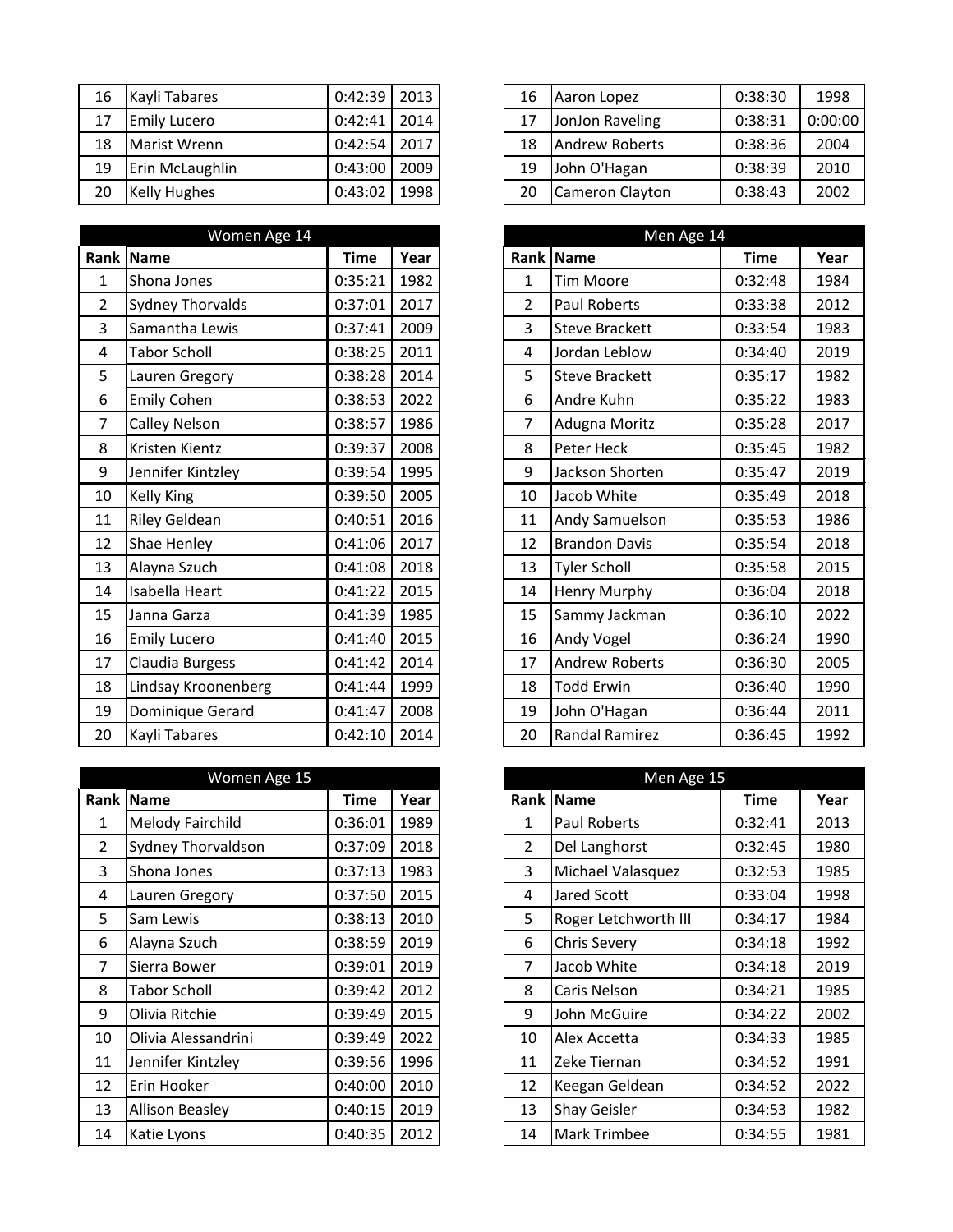| Rank | Name | Time | Year |
|---|---|---|---|
| 16 | Kayli Tabares | 0:42:39 | 2013 |
| 17 | Emily Lucero | 0:42:41 | 2014 |
| 18 | Marist Wrenn | 0:42:54 | 2017 |
| 19 | Erin McLaughlin | 0:43:00 | 2009 |
| 20 | Kelly Hughes | 0:43:02 | 1998 |

| Rank | Name | Time | Year |
|---|---|---|---|
| 16 | Aaron Lopez | 0:38:30 | 1998 |
| 17 | JonJon Raveling | 0:38:31 | 0:00:00 |
| 18 | Andrew Roberts | 0:38:36 | 2004 |
| 19 | John O'Hagan | 0:38:39 | 2010 |
| 20 | Cameron Clayton | 0:38:43 | 2002 |

| Women Age 14 | | | |
|---|---|---|---|
| Rank | Name | Time | Year |
| 1 | Shona Jones | 0:35:21 | 1982 |
| 2 | Sydney Thorvalds | 0:37:01 | 2017 |
| 3 | Samantha Lewis | 0:37:41 | 2009 |
| 4 | Tabor Scholl | 0:38:25 | 2011 |
| 5 | Lauren Gregory | 0:38:28 | 2014 |
| 6 | Emily Cohen | 0:38:53 | 2022 |
| 7 | Calley Nelson | 0:38:57 | 1986 |
| 8 | Kristen Kientz | 0:39:37 | 2008 |
| 9 | Jennifer Kintzley | 0:39:54 | 1995 |
| 10 | Kelly King | 0:39:50 | 2005 |
| 11 | Riley Geldean | 0:40:51 | 2016 |
| 12 | Shae Henley | 0:41:06 | 2017 |
| 13 | Alayna Szuch | 0:41:08 | 2018 |
| 14 | Isabella Heart | 0:41:22 | 2015 |
| 15 | Janna Garza | 0:41:39 | 1985 |
| 16 | Emily Lucero | 0:41:40 | 2015 |
| 17 | Claudia Burgess | 0:41:42 | 2014 |
| 18 | Lindsay Kroonenberg | 0:41:44 | 1999 |
| 19 | Dominique Gerard | 0:41:47 | 2008 |
| 20 | Kayli Tabares | 0:42:10 | 2014 |

| Men Age 14 | | | |
|---|---|---|---|
| Rank | Name | Time | Year |
| 1 | Tim Moore | 0:32:48 | 1984 |
| 2 | Paul Roberts | 0:33:38 | 2012 |
| 3 | Steve Brackett | 0:33:54 | 1983 |
| 4 | Jordan Leblow | 0:34:40 | 2019 |
| 5 | Steve Brackett | 0:35:17 | 1982 |
| 6 | Andre Kuhn | 0:35:22 | 1983 |
| 7 | Adugna Moritz | 0:35:28 | 2017 |
| 8 | Peter Heck | 0:35:45 | 1982 |
| 9 | Jackson Shorten | 0:35:47 | 2019 |
| 10 | Jacob White | 0:35:49 | 2018 |
| 11 | Andy Samuelson | 0:35:53 | 1986 |
| 12 | Brandon Davis | 0:35:54 | 2018 |
| 13 | Tyler Scholl | 0:35:58 | 2015 |
| 14 | Henry Murphy | 0:36:04 | 2018 |
| 15 | Sammy Jackman | 0:36:10 | 2022 |
| 16 | Andy Vogel | 0:36:24 | 1990 |
| 17 | Andrew Roberts | 0:36:30 | 2005 |
| 18 | Todd Erwin | 0:36:40 | 1990 |
| 19 | John O'Hagan | 0:36:44 | 2011 |
| 20 | Randal Ramirez | 0:36:45 | 1992 |

| Women Age 15 | | | |
|---|---|---|---|
| Rank | Name | Time | Year |
| 1 | Melody Fairchild | 0:36:01 | 1989 |
| 2 | Sydney Thorvaldson | 0:37:09 | 2018 |
| 3 | Shona Jones | 0:37:13 | 1983 |
| 4 | Lauren Gregory | 0:37:50 | 2015 |
| 5 | Sam Lewis | 0:38:13 | 2010 |
| 6 | Alayna Szuch | 0:38:59 | 2019 |
| 7 | Sierra Bower | 0:39:01 | 2019 |
| 8 | Tabor Scholl | 0:39:42 | 2012 |
| 9 | Olivia Ritchie | 0:39:49 | 2015 |
| 10 | Olivia Alessandrini | 0:39:49 | 2022 |
| 11 | Jennifer Kintzley | 0:39:56 | 1996 |
| 12 | Erin Hooker | 0:40:00 | 2010 |
| 13 | Allison Beasley | 0:40:15 | 2019 |
| 14 | Katie Lyons | 0:40:35 | 2012 |

| Men Age 15 | | | |
|---|---|---|---|
| Rank | Name | Time | Year |
| 1 | Paul Roberts | 0:32:41 | 2013 |
| 2 | Del Langhorst | 0:32:45 | 1980 |
| 3 | Michael Valasquez | 0:32:53 | 1985 |
| 4 | Jared Scott | 0:33:04 | 1998 |
| 5 | Roger Letchworth III | 0:34:17 | 1984 |
| 6 | Chris Severy | 0:34:18 | 1992 |
| 7 | Jacob White | 0:34:18 | 2019 |
| 8 | Caris Nelson | 0:34:21 | 1985 |
| 9 | John McGuire | 0:34:22 | 2002 |
| 10 | Alex Accetta | 0:34:33 | 1985 |
| 11 | Zeke Tiernan | 0:34:52 | 1991 |
| 12 | Keegan Geldean | 0:34:52 | 2022 |
| 13 | Shay Geisler | 0:34:53 | 1982 |
| 14 | Mark Trimbee | 0:34:55 | 1981 |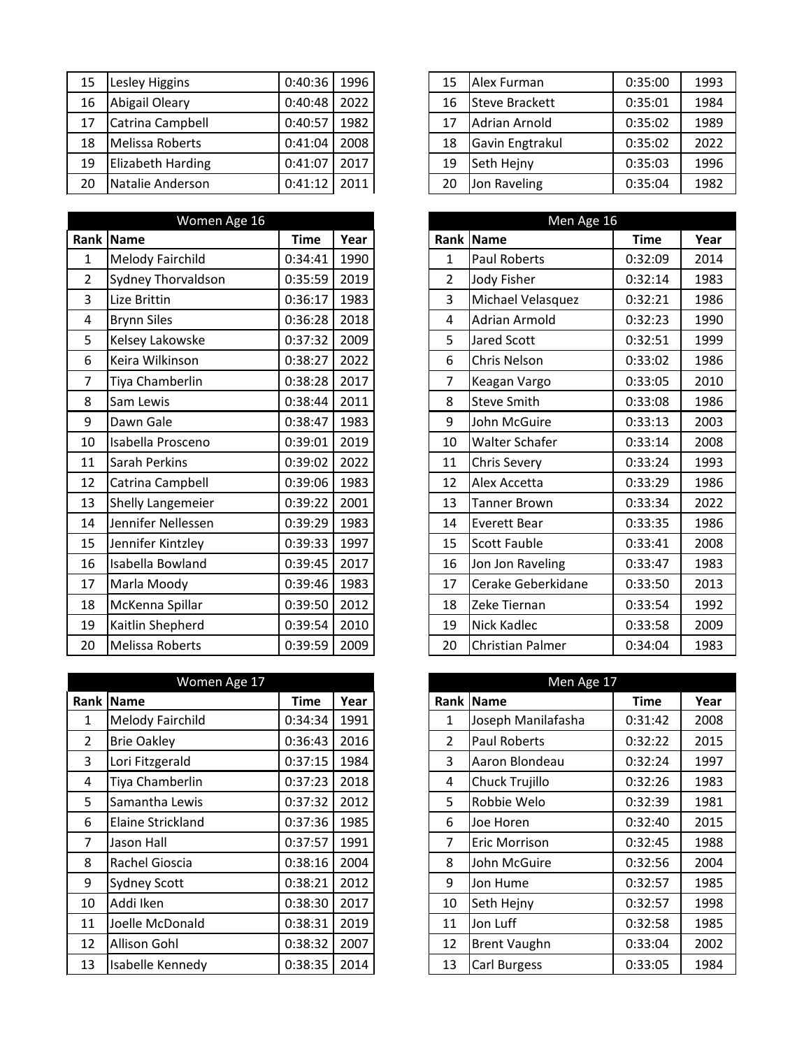| Rank | Name | Time | Year |
|---|---|---|---|
| 15 | Lesley Higgins | 0:40:36 | 1996 |
| 16 | Abigail Oleary | 0:40:48 | 2022 |
| 17 | Catrina Campbell | 0:40:57 | 1982 |
| 18 | Melissa Roberts | 0:41:04 | 2008 |
| 19 | Elizabeth Harding | 0:41:07 | 2017 |
| 20 | Natalie Anderson | 0:41:12 | 2011 |

| Rank | Name | Time | Year |
|---|---|---|---|
| 15 | Alex Furman | 0:35:00 | 1993 |
| 16 | Steve Brackett | 0:35:01 | 1984 |
| 17 | Adrian Arnold | 0:35:02 | 1989 |
| 18 | Gavin Engtrakul | 0:35:02 | 2022 |
| 19 | Seth Hejny | 0:35:03 | 1996 |
| 20 | Jon Raveling | 0:35:04 | 1982 |

| Women Age 16 | | | |
|---|---|---|---|
| Rank | Name | Time | Year |
| 1 | Melody Fairchild | 0:34:41 | 1990 |
| 2 | Sydney Thorvaldson | 0:35:59 | 2019 |
| 3 | Lize Brittin | 0:36:17 | 1983 |
| 4 | Brynn Siles | 0:36:28 | 2018 |
| 5 | Kelsey Lakowske | 0:37:32 | 2009 |
| 6 | Keira Wilkinson | 0:38:27 | 2022 |
| 7 | Tiya Chamberlin | 0:38:28 | 2017 |
| 8 | Sam Lewis | 0:38:44 | 2011 |
| 9 | Dawn Gale | 0:38:47 | 1983 |
| 10 | Isabella Prosceno | 0:39:01 | 2019 |
| 11 | Sarah Perkins | 0:39:02 | 2022 |
| 12 | Catrina Campbell | 0:39:06 | 1983 |
| 13 | Shelly Langemeier | 0:39:22 | 2001 |
| 14 | Jennifer Nellessen | 0:39:29 | 1983 |
| 15 | Jennifer Kintzley | 0:39:33 | 1997 |
| 16 | Isabella Bowland | 0:39:45 | 2017 |
| 17 | Marla Moody | 0:39:46 | 1983 |
| 18 | McKenna Spillar | 0:39:50 | 2012 |
| 19 | Kaitlin Shepherd | 0:39:54 | 2010 |
| 20 | Melissa Roberts | 0:39:59 | 2009 |

| Men Age 16 | | | |
|---|---|---|---|
| Rank | Name | Time | Year |
| 1 | Paul Roberts | 0:32:09 | 2014 |
| 2 | Jody Fisher | 0:32:14 | 1983 |
| 3 | Michael Velasquez | 0:32:21 | 1986 |
| 4 | Adrian Armold | 0:32:23 | 1990 |
| 5 | Jared Scott | 0:32:51 | 1999 |
| 6 | Chris Nelson | 0:33:02 | 1986 |
| 7 | Keagan Vargo | 0:33:05 | 2010 |
| 8 | Steve Smith | 0:33:08 | 1986 |
| 9 | John McGuire | 0:33:13 | 2003 |
| 10 | Walter Schafer | 0:33:14 | 2008 |
| 11 | Chris Severy | 0:33:24 | 1993 |
| 12 | Alex Accetta | 0:33:29 | 1986 |
| 13 | Tanner Brown | 0:33:34 | 2022 |
| 14 | Everett Bear | 0:33:35 | 1986 |
| 15 | Scott Fauble | 0:33:41 | 2008 |
| 16 | Jon Jon Raveling | 0:33:47 | 1983 |
| 17 | Cerake Geberkidane | 0:33:50 | 2013 |
| 18 | Zeke Tiernan | 0:33:54 | 1992 |
| 19 | Nick Kadlec | 0:33:58 | 2009 |
| 20 | Christian Palmer | 0:34:04 | 1983 |

| Women Age 17 | | | |
|---|---|---|---|
| Rank | Name | Time | Year |
| 1 | Melody Fairchild | 0:34:34 | 1991 |
| 2 | Brie Oakley | 0:36:43 | 2016 |
| 3 | Lori Fitzgerald | 0:37:15 | 1984 |
| 4 | Tiya Chamberlin | 0:37:23 | 2018 |
| 5 | Samantha Lewis | 0:37:32 | 2012 |
| 6 | Elaine Strickland | 0:37:36 | 1985 |
| 7 | Jason Hall | 0:37:57 | 1991 |
| 8 | Rachel Gioscia | 0:38:16 | 2004 |
| 9 | Sydney Scott | 0:38:21 | 2012 |
| 10 | Addi Iken | 0:38:30 | 2017 |
| 11 | Joelle McDonald | 0:38:31 | 2019 |
| 12 | Allison Gohl | 0:38:32 | 2007 |
| 13 | Isabelle Kennedy | 0:38:35 | 2014 |

| Men Age 17 | | | |
|---|---|---|---|
| Rank | Name | Time | Year |
| 1 | Joseph Manilafasha | 0:31:42 | 2008 |
| 2 | Paul Roberts | 0:32:22 | 2015 |
| 3 | Aaron Blondeau | 0:32:24 | 1997 |
| 4 | Chuck Trujillo | 0:32:26 | 1983 |
| 5 | Robbie Welo | 0:32:39 | 1981 |
| 6 | Joe Horen | 0:32:40 | 2015 |
| 7 | Eric Morrison | 0:32:45 | 1988 |
| 8 | John McGuire | 0:32:56 | 2004 |
| 9 | Jon Hume | 0:32:57 | 1985 |
| 10 | Seth Hejny | 0:32:57 | 1998 |
| 11 | Jon Luff | 0:32:58 | 1985 |
| 12 | Brent Vaughn | 0:33:04 | 2002 |
| 13 | Carl Burgess | 0:33:05 | 1984 |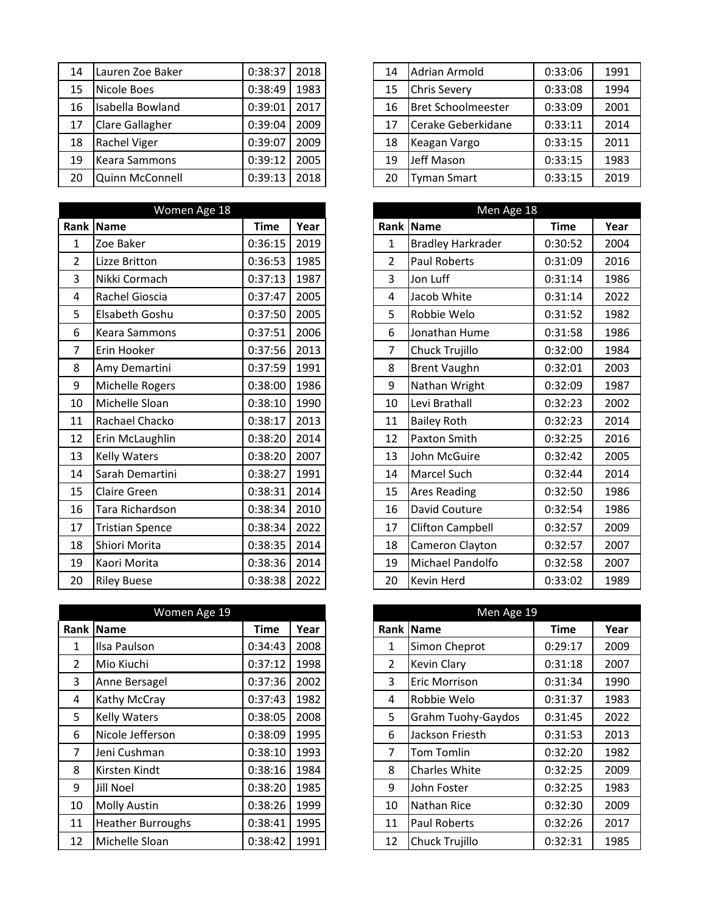| Rank | Name | Time | Year |
|---|---|---|---|
| 14 | Lauren Zoe Baker | 0:38:37 | 2018 |
| 15 | Nicole Boes | 0:38:49 | 1983 |
| 16 | Isabella Bowland | 0:39:01 | 2017 |
| 17 | Clare Gallagher | 0:39:04 | 2009 |
| 18 | Rachel Viger | 0:39:07 | 2009 |
| 19 | Keara Sammons | 0:39:12 | 2005 |
| 20 | Quinn McConnell | 0:39:13 | 2018 |

| Rank | Name | Time | Year |
|---|---|---|---|
| 14 | Adrian Armold | 0:33:06 | 1991 |
| 15 | Chris Severy | 0:33:08 | 1994 |
| 16 | Bret Schoolmeester | 0:33:09 | 2001 |
| 17 | Cerake Geberkidane | 0:33:11 | 2014 |
| 18 | Keagan Vargo | 0:33:15 | 2011 |
| 19 | Jeff Mason | 0:33:15 | 1983 |
| 20 | Tyman Smart | 0:33:15 | 2019 |

| Women Age 18 | | | |
|---|---|---|---|
| **Rank** | **Name** | **Time** | **Year** |
| 1 | Zoe Baker | 0:36:15 | 2019 |
| 2 | Lizze Britton | 0:36:53 | 1985 |
| 3 | Nikki Cormach | 0:37:13 | 1987 |
| 4 | Rachel Gioscia | 0:37:47 | 2005 |
| 5 | Elsabeth Goshu | 0:37:50 | 2005 |
| 6 | Keara Sammons | 0:37:51 | 2006 |
| 7 | Erin Hooker | 0:37:56 | 2013 |
| 8 | Amy Demartini | 0:37:59 | 1991 |
| 9 | Michelle Rogers | 0:38:00 | 1986 |
| 10 | Michelle Sloan | 0:38:10 | 1990 |
| 11 | Rachael Chacko | 0:38:17 | 2013 |
| 12 | Erin McLaughlin | 0:38:20 | 2014 |
| 13 | Kelly Waters | 0:38:20 | 2007 |
| 14 | Sarah Demartini | 0:38:27 | 1991 |
| 15 | Claire Green | 0:38:31 | 2014 |
| 16 | Tara Richardson | 0:38:34 | 2010 |
| 17 | Tristian Spence | 0:38:34 | 2022 |
| 18 | Shiori Morita | 0:38:35 | 2014 |
| 19 | Kaori Morita | 0:38:36 | 2014 |
| 20 | Riley Buese | 0:38:38 | 2022 |

| Men Age 18 | | | |
|---|---|---|---|
| **Rank** | **Name** | **Time** | **Year** |
| 1 | Bradley Harkrader | 0:30:52 | 2004 |
| 2 | Paul Roberts | 0:31:09 | 2016 |
| 3 | Jon Luff | 0:31:14 | 1986 |
| 4 | Jacob White | 0:31:14 | 2022 |
| 5 | Robbie Welo | 0:31:52 | 1982 |
| 6 | Jonathan Hume | 0:31:58 | 1986 |
| 7 | Chuck Trujillo | 0:32:00 | 1984 |
| 8 | Brent Vaughn | 0:32:01 | 2003 |
| 9 | Nathan Wright | 0:32:09 | 1987 |
| 10 | Levi Brathall | 0:32:23 | 2002 |
| 11 | Bailey Roth | 0:32:23 | 2014 |
| 12 | Paxton Smith | 0:32:25 | 2016 |
| 13 | John McGuire | 0:32:42 | 2005 |
| 14 | Marcel Such | 0:32:44 | 2014 |
| 15 | Ares Reading | 0:32:50 | 1986 |
| 16 | David Couture | 0:32:54 | 1986 |
| 17 | Clifton Campbell | 0:32:57 | 2009 |
| 18 | Cameron Clayton | 0:32:57 | 2007 |
| 19 | Michael Pandolfo | 0:32:58 | 2007 |
| 20 | Kevin Herd | 0:33:02 | 1989 |

| Women Age 19 | | | |
|---|---|---|---|
| **Rank** | **Name** | **Time** | **Year** |
| 1 | Ilsa Paulson | 0:34:43 | 2008 |
| 2 | Mio Kiuchi | 0:37:12 | 1998 |
| 3 | Anne Bersagel | 0:37:36 | 2002 |
| 4 | Kathy McCray | 0:37:43 | 1982 |
| 5 | Kelly Waters | 0:38:05 | 2008 |
| 6 | Nicole Jefferson | 0:38:09 | 1995 |
| 7 | Jeni Cushman | 0:38:10 | 1993 |
| 8 | Kirsten Kindt | 0:38:16 | 1984 |
| 9 | Jill Noel | 0:38:20 | 1985 |
| 10 | Molly Austin | 0:38:26 | 1999 |
| 11 | Heather Burroughs | 0:38:41 | 1995 |
| 12 | Michelle Sloan | 0:38:42 | 1991 |

| Men Age 19 | | | |
|---|---|---|---|
| **Rank** | **Name** | **Time** | **Year** |
| 1 | Simon Cheprot | 0:29:17 | 2009 |
| 2 | Kevin Clary | 0:31:18 | 2007 |
| 3 | Eric Morrison | 0:31:34 | 1990 |
| 4 | Robbie Welo | 0:31:37 | 1983 |
| 5 | Grahm Tuohy-Gaydos | 0:31:45 | 2022 |
| 6 | Jackson Friesth | 0:31:53 | 2013 |
| 7 | Tom Tomlin | 0:32:20 | 1982 |
| 8 | Charles White | 0:32:25 | 2009 |
| 9 | John Foster | 0:32:25 | 1983 |
| 10 | Nathan Rice | 0:32:30 | 2009 |
| 11 | Paul Roberts | 0:32:26 | 2017 |
| 12 | Chuck Trujillo | 0:32:31 | 1985 |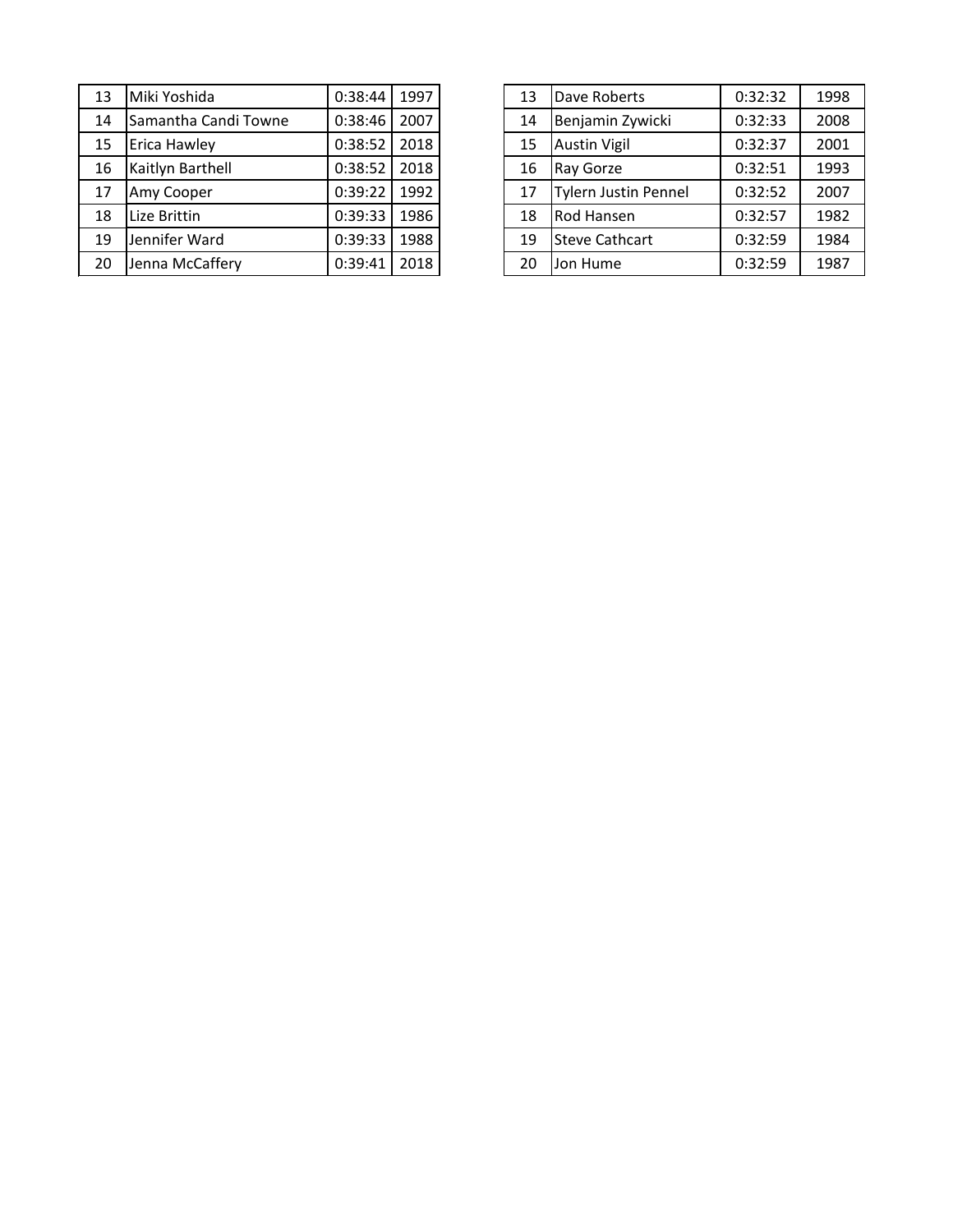| | | | |
|---|---|---|---|
| 13 | Miki Yoshida | 0:38:44 | 1997 |
| 14 | Samantha Candi Towne | 0:38:46 | 2007 |
| 15 | Erica Hawley | 0:38:52 | 2018 |
| 16 | Kaitlyn Barthell | 0:38:52 | 2018 |
| 17 | Amy Cooper | 0:39:22 | 1992 |
| 18 | Lize Brittin | 0:39:33 | 1986 |
| 19 | Jennifer Ward | 0:39:33 | 1988 |
| 20 | Jenna McCaffery | 0:39:41 | 2018 |

| | | | |
|---|---|---|---|
| 13 | Dave Roberts | 0:32:32 | 1998 |
| 14 | Benjamin Zywicki | 0:32:33 | 2008 |
| 15 | Austin Vigil | 0:32:37 | 2001 |
| 16 | Ray Gorze | 0:32:51 | 1993 |
| 17 | Tylern Justin Pennel | 0:32:52 | 2007 |
| 18 | Rod Hansen | 0:32:57 | 1982 |
| 19 | Steve Cathcart | 0:32:59 | 1984 |
| 20 | Jon Hume | 0:32:59 | 1987 |